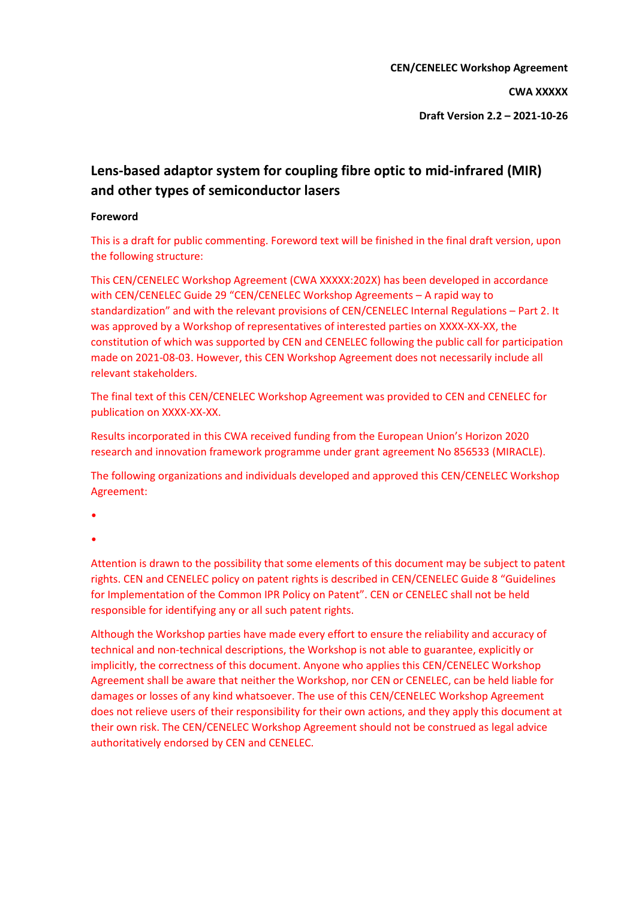**CEN/CENELEC Workshop Agreement**

**CWA XXXXX**

**Draft Version 2.2 – 2021-10-26**

# Lens-based adaptor system for coupling fibre optic to mid-infrared (MIR) and other types of semiconductor lasers

**Foreword**

This is a draft for public commenting. Foreword text will be finished in the final draft version, upon the following structure:

This CEN/CENELEC Workshop Agreement (CWA XXXXX:202X) has been developed in accordance with CEN/CENELEC Guide 29 "CEN/CENELEC Workshop Agreements – A rapid way to standardization" and with the relevant provisions of CEN/CENELEC Internal Regulations – Part 2. It was approved by a Workshop of representatives of interested parties on XXXX-XX-XX, the constitution of which was supported by CEN and CENELEC following the public call for participation made on 2021-08-03. However, this CEN Workshop Agreement does not necessarily include all relevant stakeholders.

The final text of this CEN/CENELEC Workshop Agreement was provided to CEN and CENELEC for publication on XXXX-XX-XX.

Results incorporated in this CWA received funding from the European Union's Horizon 2020 research and innovation framework programme under grant agreement No 856533 (MIRACLE).

The following organizations and individuals developed and approved this CEN/CENELEC Workshop Agreement:

- 
- 

Attention is drawn to the possibility that some elements of this document may be subject to patent rights. CEN and CENELEC policy on patent rights is described in CEN/CENELEC Guide 8 "Guidelines for Implementation of the Common IPR Policy on Patent". CEN or CENELEC shall not be held responsible for identifying any or all such patent rights.

Although the Workshop parties have made every effort to ensure the reliability and accuracy of technical and non-technical descriptions, the Workshop is not able to guarantee, explicitly or implicitly, the correctness of this document. Anyone who applies this CEN/CENELEC Workshop Agreement shall be aware that neither the Workshop, nor CEN or CENELEC, can be held liable for damages or losses of any kind whatsoever. The use of this CEN/CENELEC Workshop Agreement does not relieve users of their responsibility for their own actions, and they apply this document at their own risk. The CEN/CENELEC Workshop Agreement should not be construed as legal advice authoritatively endorsed by CEN and CENELEC.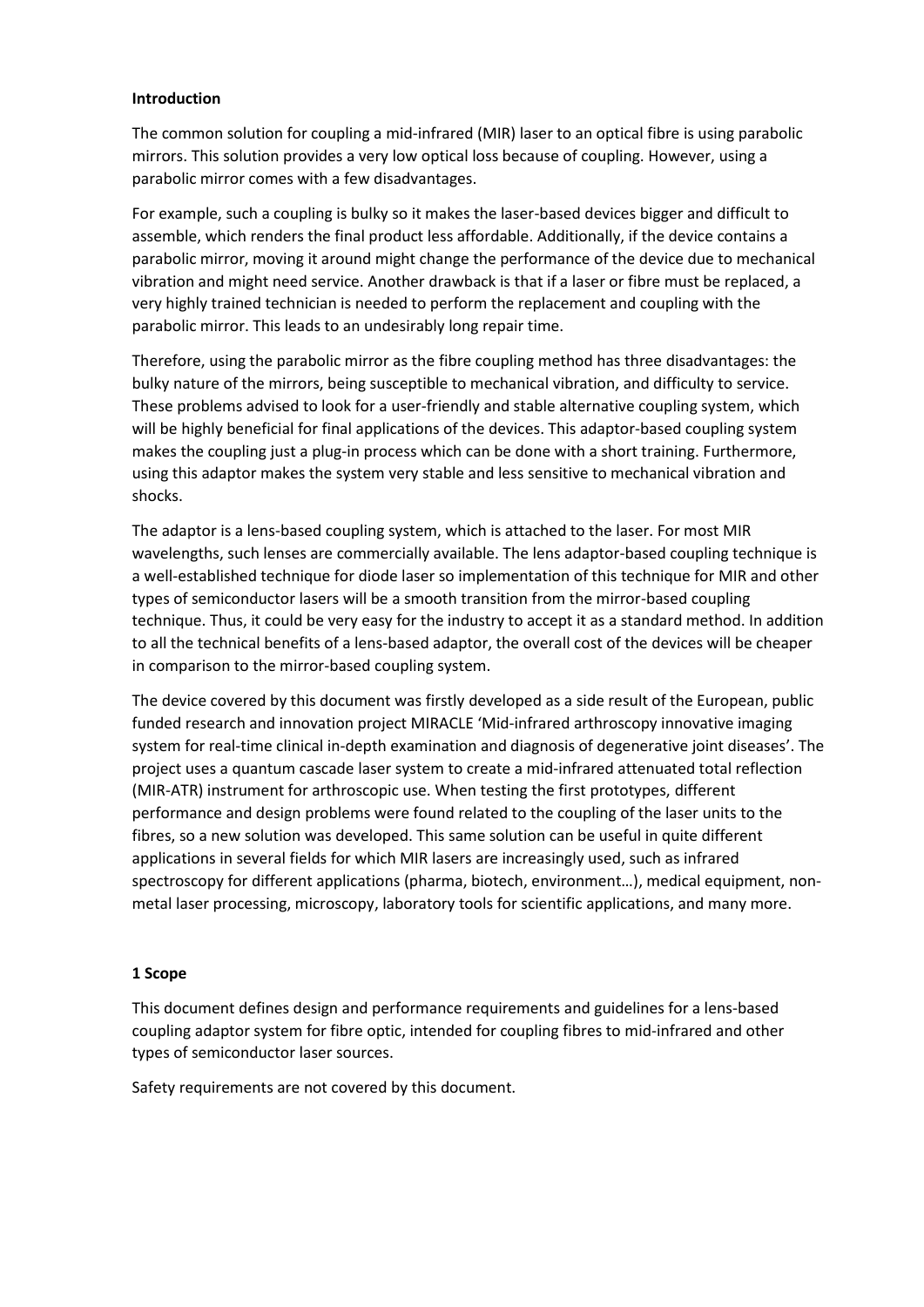## Introduction

The common solution for coupling a mid-infrared (MIR) laser to an optical fibre is using parabolic mirrors. This solution provides a very low optical loss because of coupling. However, using a parabolic mirror comes with a few disadvantages.

For example, such a coupling is bulky so it makes the laser-based devices bigger and difficult to assemble, which renders the final product less affordable. Additionally, if the device contains a parabolic mirror, moving it around might change the performance of the device due to mechanical vibration and might need service. Another drawback is that if a laser or fibre must be replaced, a very highly trained technician is needed to perform the replacement and coupling with the parabolic mirror. This leads to an undesirably long repair time.

Therefore, using the parabolic mirror as the fibre coupling method has three disadvantages: the bulky nature of the mirrors, being susceptible to mechanical vibration, and difficulty to service. These problems advised to look for a user-friendly and stable alternative coupling system, which will be highly beneficial for final applications of the devices. This adaptor-based coupling system makes the coupling just a plug-in process which can be done with a short training. Furthermore, using this adaptor makes the system very stable and less sensitive to mechanical vibration and shocks.

The adaptor is a lens-based coupling system, which is attached to the laser. For most MIR wavelengths, such lenses are commercially available. The lens adaptor-based coupling technique is a well-established technique for diode laser so implementation of this technique for MIR and other types of semiconductor lasers will be a smooth transition from the mirror-based coupling technique. Thus, it could be very easy for the industry to accept it as a standard method. In addition to all the technical benefits of a lens-based adaptor, the overall cost of the devices will be cheaper in comparison to the mirror-based coupling system.

The device covered by this document was firstly developed as a side result of the European, public funded research and innovation project MIRACLE 'Mid-infrared arthroscopy innovative imaging system for real-time clinical in-depth examination and diagnosis of degenerative joint diseases'. The project uses a quantum cascade laser system to create a mid-infrared attenuated total reflection (MIR-ATR) instrument for arthroscopic use. When testing the first prototypes, different performance and design problems were found related to the coupling of the laser units to the fibres, so a new solution was developed. This same solution can be useful in quite different applications in several fields for which MIR lasers are increasingly used, such as infrared spectroscopy for different applications (pharma, biotech, environment…), medical equipment, non-metal laser processing, microscopy, laboratory tools for scientific applications, and many more.

## 1 Scope

This document defines design and performance requirements and guidelines for a lens-based coupling adaptor system for fibre optic, intended for coupling fibres to mid-infrared and other types of semiconductor laser sources.

Safety requirements are not covered by this document.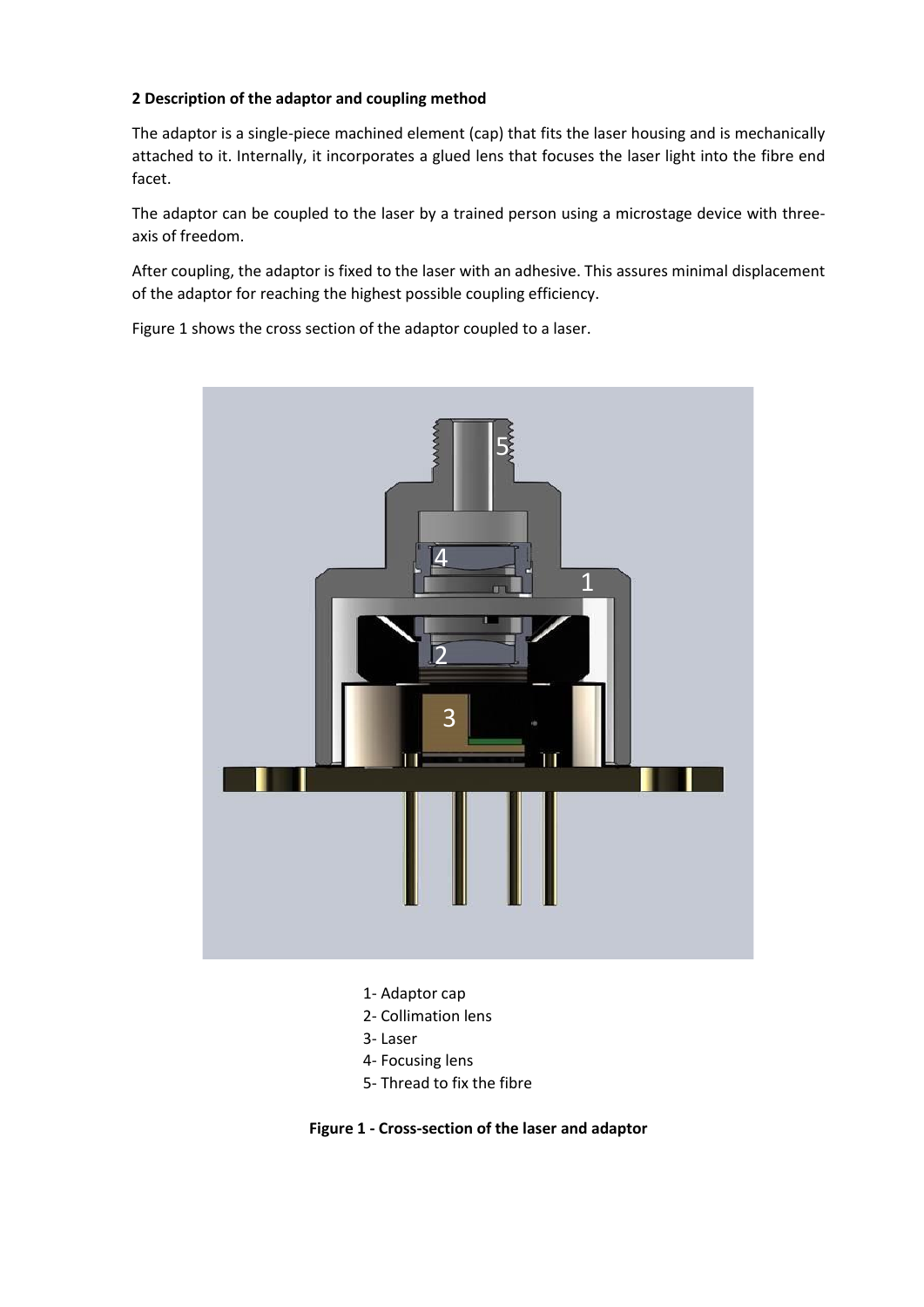## 2 Description of the adaptor and coupling method

The adaptor is a single-piece machined element (cap) that fits the laser housing and is mechanically attached to it. Internally, it incorporates a glued lens that focuses the laser light into the fibre end facet.

The adaptor can be coupled to the laser by a trained person using a microstage device with three-axis of freedom.

After coupling, the adaptor is fixed to the laser with an adhesive. This assures minimal displacement of the adaptor for reaching the highest possible coupling efficiency.

Figure 1 shows the cross section of the adaptor coupled to a laser.

1- Adaptor cap
2- Collimation lens
3- Laser
4- Focusing lens
5- Thread to fix the fibre

**Figure 1 - Cross-section of the laser and adaptor**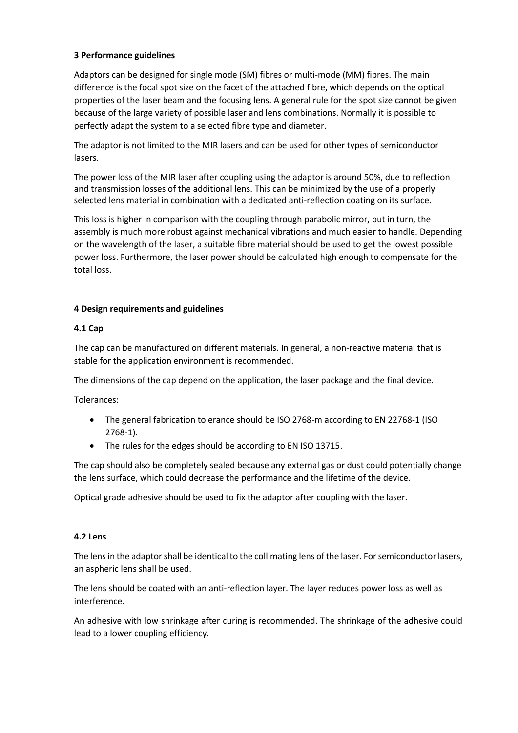## 3 Performance guidelines

Adaptors can be designed for single mode (SM) fibres or multi-mode (MM) fibres. The main difference is the focal spot size on the facet of the attached fibre, which depends on the optical properties of the laser beam and the focusing lens. A general rule for the spot size cannot be given because of the large variety of possible laser and lens combinations. Normally it is possible to perfectly adapt the system to a selected fibre type and diameter.

The adaptor is not limited to the MIR lasers and can be used for other types of semiconductor lasers.

The power loss of the MIR laser after coupling using the adaptor is around 50%, due to reflection and transmission losses of the additional lens. This can be minimized by the use of a properly selected lens material in combination with a dedicated anti-reflection coating on its surface.

This loss is higher in comparison with the coupling through parabolic mirror, but in turn, the assembly is much more robust against mechanical vibrations and much easier to handle. Depending on the wavelength of the laser, a suitable fibre material should be used to get the lowest possible power loss. Furthermore, the laser power should be calculated high enough to compensate for the total loss.

## 4 Design requirements and guidelines

### 4.1 Cap

The cap can be manufactured on different materials. In general, a non-reactive material that is stable for the application environment is recommended.

The dimensions of the cap depend on the application, the laser package and the final device.

Tolerances:

- The general fabrication tolerance should be ISO 2768-m according to EN 22768-1 (ISO 2768-1).
- The rules for the edges should be according to EN ISO 13715.

The cap should also be completely sealed because any external gas or dust could potentially change the lens surface, which could decrease the performance and the lifetime of the device.

Optical grade adhesive should be used to fix the adaptor after coupling with the laser.

### 4.2 Lens

The lens in the adaptor shall be identical to the collimating lens of the laser. For semiconductor lasers, an aspheric lens shall be used.

The lens should be coated with an anti-reflection layer. The layer reduces power loss as well as interference.

An adhesive with low shrinkage after curing is recommended. The shrinkage of the adhesive could lead to a lower coupling efficiency.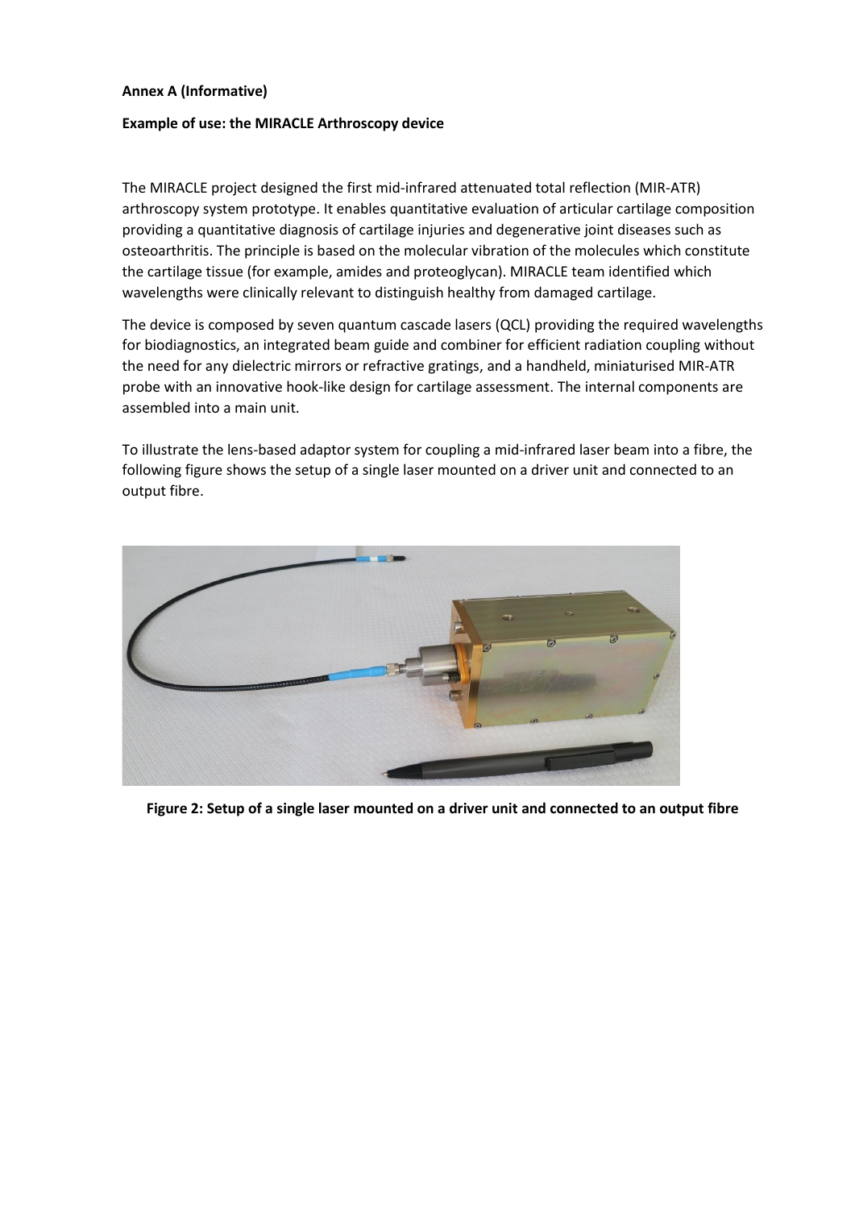**Annex A (Informative)**

**Example of use: the MIRACLE Arthroscopy device**

The MIRACLE project designed the first mid-infrared attenuated total reflection (MIR-ATR) arthroscopy system prototype. It enables quantitative evaluation of articular cartilage composition providing a quantitative diagnosis of cartilage injuries and degenerative joint diseases such as osteoarthritis. The principle is based on the molecular vibration of the molecules which constitute the cartilage tissue (for example, amides and proteoglycan). MIRACLE team identified which wavelengths were clinically relevant to distinguish healthy from damaged cartilage.

The device is composed by seven quantum cascade lasers (QCL) providing the required wavelengths for biodiagnostics, an integrated beam guide and combiner for efficient radiation coupling without the need for any dielectric mirrors or refractive gratings, and a handheld, miniaturised MIR-ATR probe with an innovative hook-like design for cartilage assessment. The internal components are assembled into a main unit.

To illustrate the lens-based adaptor system for coupling a mid-infrared laser beam into a fibre, the following figure shows the setup of a single laser mounted on a driver unit and connected to an output fibre.

**Figure 2: Setup of a single laser mounted on a driver unit and connected to an output fibre**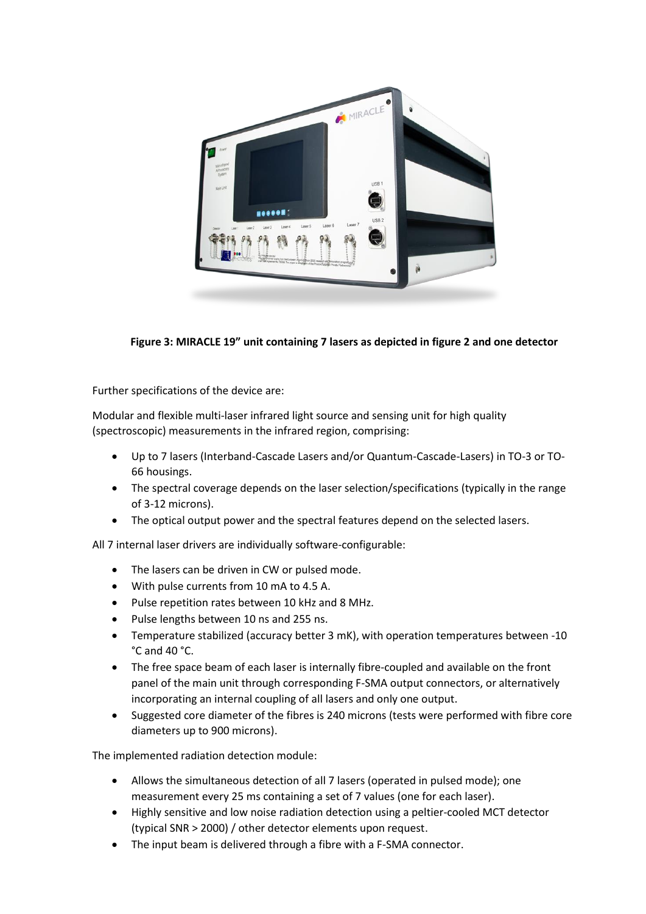**Figure 3: MIRACLE 19" unit containing 7 lasers as depicted in figure 2 and one detector**

Further specifications of the device are:

Modular and flexible multi-laser infrared light source and sensing unit for high quality (spectroscopic) measurements in the infrared region, comprising:

- Up to 7 lasers (Interband-Cascade Lasers and/or Quantum-Cascade-Lasers) in TO-3 or TO-66 housings.
- The spectral coverage depends on the laser selection/specifications (typically in the range of 3-12 microns).
- The optical output power and the spectral features depend on the selected lasers.

All 7 internal laser drivers are individually software-configurable:

- The lasers can be driven in CW or pulsed mode.
- With pulse currents from 10 mA to 4.5 A.
- Pulse repetition rates between 10 kHz and 8 MHz.
- Pulse lengths between 10 ns and 255 ns.
- Temperature stabilized (accuracy better 3 mK), with operation temperatures between -10 °C and 40 °C.
- The free space beam of each laser is internally fibre-coupled and available on the front panel of the main unit through corresponding F-SMA output connectors, or alternatively incorporating an internal coupling of all lasers and only one output.
- Suggested core diameter of the fibres is 240 microns (tests were performed with fibre core diameters up to 900 microns).

The implemented radiation detection module:

- Allows the simultaneous detection of all 7 lasers (operated in pulsed mode); one measurement every 25 ms containing a set of 7 values (one for each laser).
- Highly sensitive and low noise radiation detection using a peltier-cooled MCT detector (typical SNR > 2000) / other detector elements upon request.
- The input beam is delivered through a fibre with a F-SMA connector.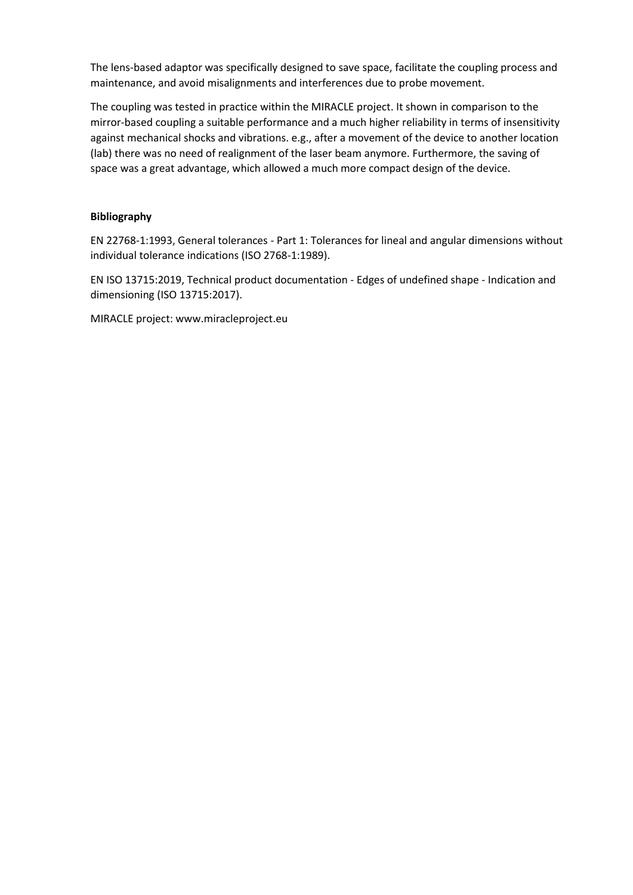The lens-based adaptor was specifically designed to save space, facilitate the coupling process and maintenance, and avoid misalignments and interferences due to probe movement.

The coupling was tested in practice within the MIRACLE project. It shown in comparison to the mirror-based coupling a suitable performance and a much higher reliability in terms of insensitivity against mechanical shocks and vibrations. e.g., after a movement of the device to another location (lab) there was no need of realignment of the laser beam anymore. Furthermore, the saving of space was a great advantage, which allowed a much more compact design of the device.

**Bibliography**

EN 22768-1:1993, General tolerances - Part 1: Tolerances for lineal and angular dimensions without individual tolerance indications (ISO 2768-1:1989).

EN ISO 13715:2019, Technical product documentation - Edges of undefined shape - Indication and dimensioning (ISO 13715:2017).

MIRACLE project: www.miracleproject.eu